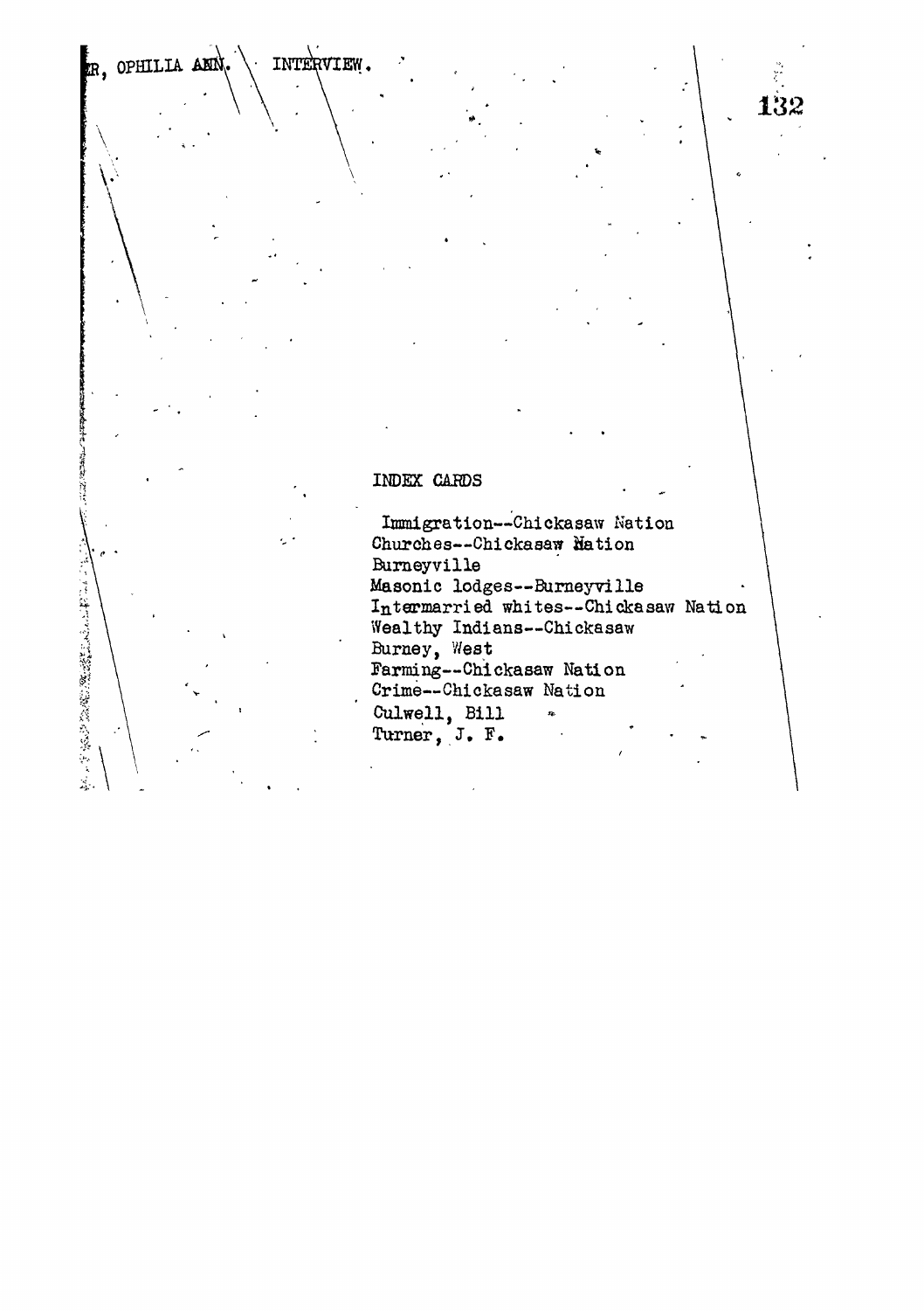R, OPHILIA ANN. INTERVIEW.

INDEX CARDS

Immigration--Chickasaw Nation
Churches--Chickasaw Nation
Burneyville
Masonic lodges--Burneyville
Intermarried whites--Chickasaw Nation
Wealthy Indians--Chickasaw
Burney, West
Farming--Chickasaw Nation
Crime--Chickasaw Nation
Culwell, Bill
Turner, J. F.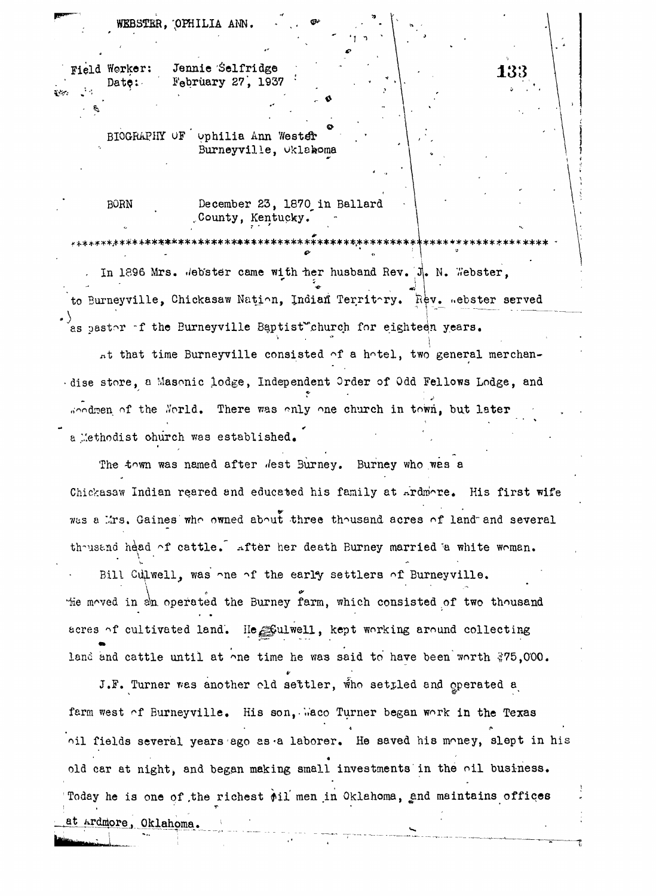WEBSTER, OPHILIA ANN.

Field Worker: Jennie Selfridge
Date: February 27, 1937

BIOGRAPHY OF Ophilia Ann Wester
Burneyville, Oklahoma

BORN December 23, 1870 in Ballard County, Kentucky.

\*\*\*\*\*\*\*\*\*\*\*\*\*\*\*\*\*\*\*\*\*\*\*\*\*\*\*\*\*\*\*\*\*\*\*\*\*\*\*\*\*\*\*\*\*\*\*\*\*\*\*\*\*\*\*\*\*\*\*\*\*\*\*\*\*\*\*\*\*\*

In 1896 Mrs. Webster came with her husband Rev. J. N. Webster, to Burneyville, Chickasaw Nation, Indian Territory. Rev. Webster served as pastor of the Burneyville Baptist church for eighteen years.

At that time Burneyville consisted of a hotel, two general merchandise store, a Masonic lodge, Independent Order of Odd Fellows Lodge, and Woodmen of the World. There was only one church in town, but later a Methodist church was established.

The town was named after West Burney. Burney who was a Chickasaw Indian reared and educated his family at Ardmore. His first wife was a Mrs. Gaines who owned about three thousand acres of land and several thousand head of cattle. After her death Burney married a white woman.

Bill Culwell, was one of the early settlers of Burneyville. He moved in an operated the Burney farm, which consisted of two thousand acres of cultivated land. He Culwell, kept working around collecting land and cattle until at one time he was said to have been worth $75,000.

J.F. Turner was another old settler, who settled and operated a farm west of Burneyville. His son, Waco Turner began work in the Texas oil fields several years ago as a laborer. He saved his money, slept in his old car at night, and began making small investments in the oil business. Today he is one of the richest oil men in Oklahoma, and maintains offices at Ardmore, Oklahoma.